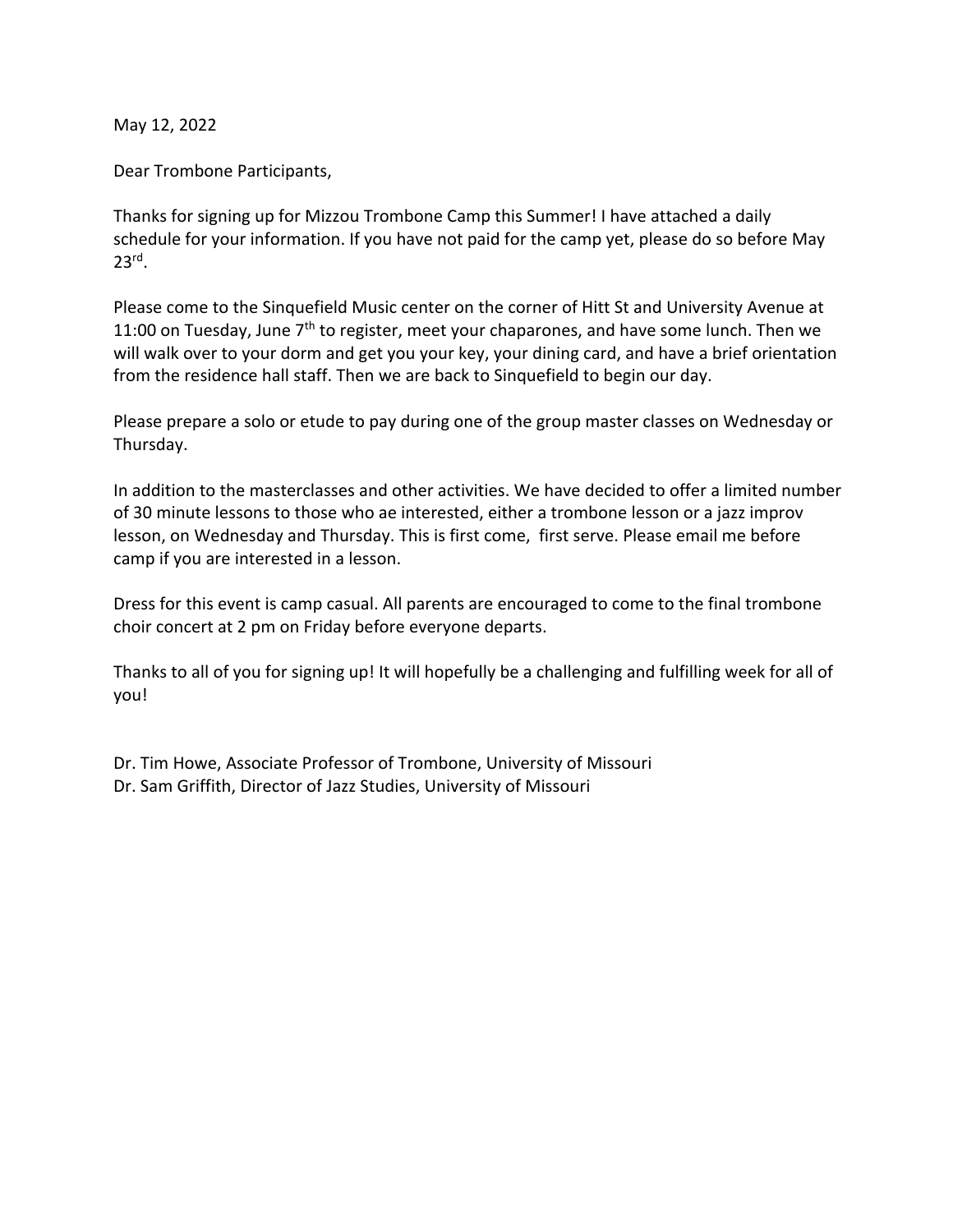May 12, 2022

Dear Trombone Participants,

Thanks for signing up for Mizzou Trombone Camp this Summer! I have attached a daily schedule for your information. If you have not paid for the camp yet, please do so before May 23rd.

Please come to the Sinquefield Music center on the corner of Hitt St and University Avenue at 11:00 on Tuesday, June 7th to register, meet your chaparones, and have some lunch. Then we will walk over to your dorm and get you your key, your dining card, and have a brief orientation from the residence hall staff. Then we are back to Sinquefield to begin our day.

Please prepare a solo or etude to pay during one of the group master classes on Wednesday or Thursday.

In addition to the masterclasses and other activities. We have decided to offer a limited number of 30 minute lessons to those who ae interested, either a trombone lesson or a jazz improv lesson, on Wednesday and Thursday. This is first come, first serve. Please email me before camp if you are interested in a lesson.

Dress for this event is camp casual. All parents are encouraged to come to the final trombone choir concert at 2 pm on Friday before everyone departs.

Thanks to all of you for signing up! It will hopefully be a challenging and fulfilling week for all of you!

Dr. Tim Howe, Associate Professor of Trombone, University of Missouri
Dr. Sam Griffith, Director of Jazz Studies, University of Missouri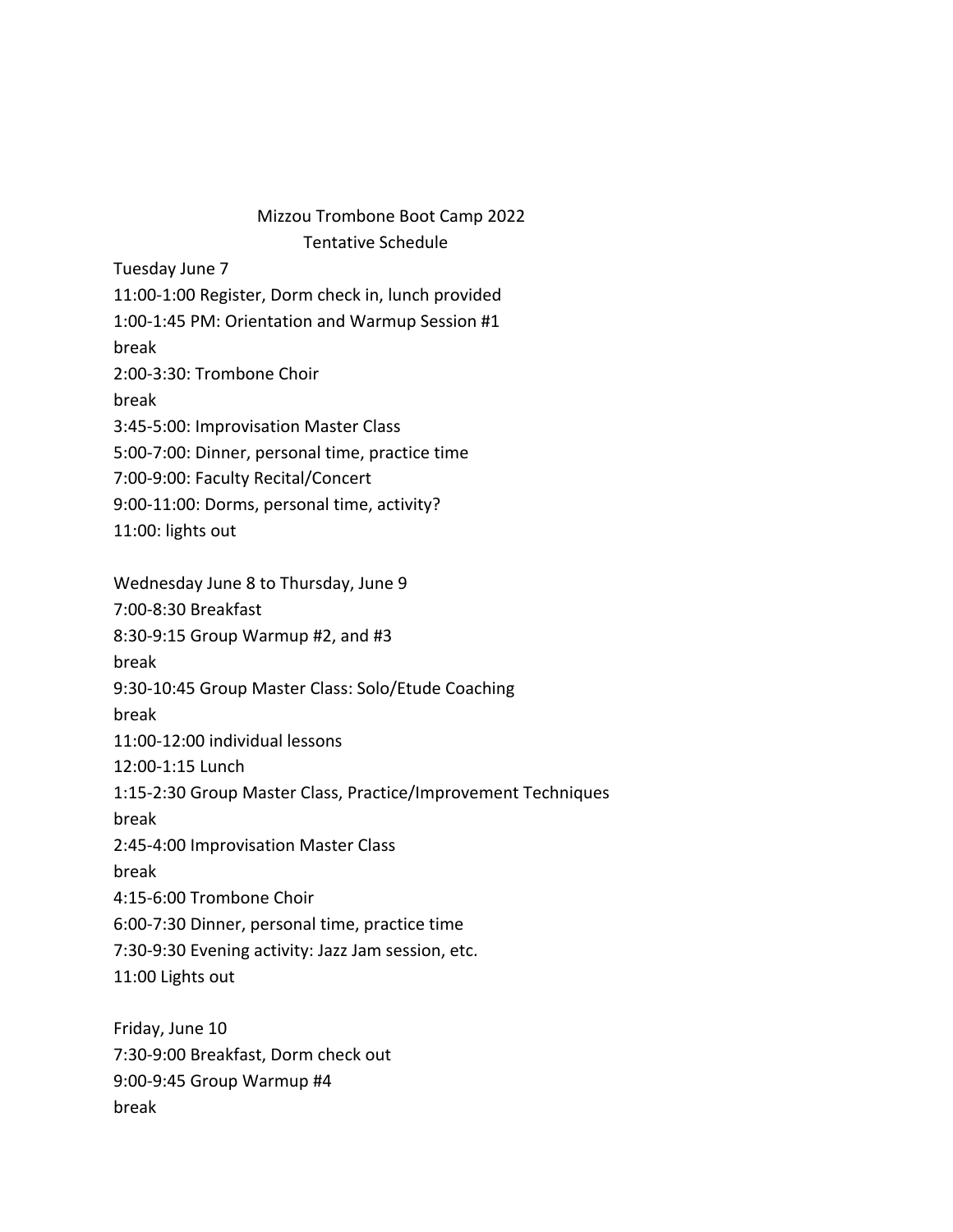# Mizzou Trombone Boot Camp 2022

## Tentative Schedule

Tuesday June 7

11:00-1:00 Register, Dorm check in, lunch provided

1:00-1:45 PM: Orientation and Warmup Session #1

break

2:00-3:30: Trombone Choir

break

3:45-5:00: Improvisation Master Class

5:00-7:00: Dinner, personal time, practice time

7:00-9:00: Faculty Recital/Concert

9:00-11:00: Dorms, personal time, activity?

11:00: lights out

Wednesday June 8 to Thursday, June 9

7:00-8:30 Breakfast

8:30-9:15 Group Warmup #2, and #3

break

9:30-10:45 Group Master Class: Solo/Etude Coaching

break

11:00-12:00 individual lessons

12:00-1:15 Lunch

1:15-2:30 Group Master Class, Practice/Improvement Techniques

break

2:45-4:00 Improvisation Master Class

break

4:15-6:00 Trombone Choir

6:00-7:30 Dinner, personal time, practice time

7:30-9:30 Evening activity: Jazz Jam session, etc.

11:00 Lights out

Friday, June 10

7:30-9:00 Breakfast, Dorm check out

9:00-9:45 Group Warmup #4

break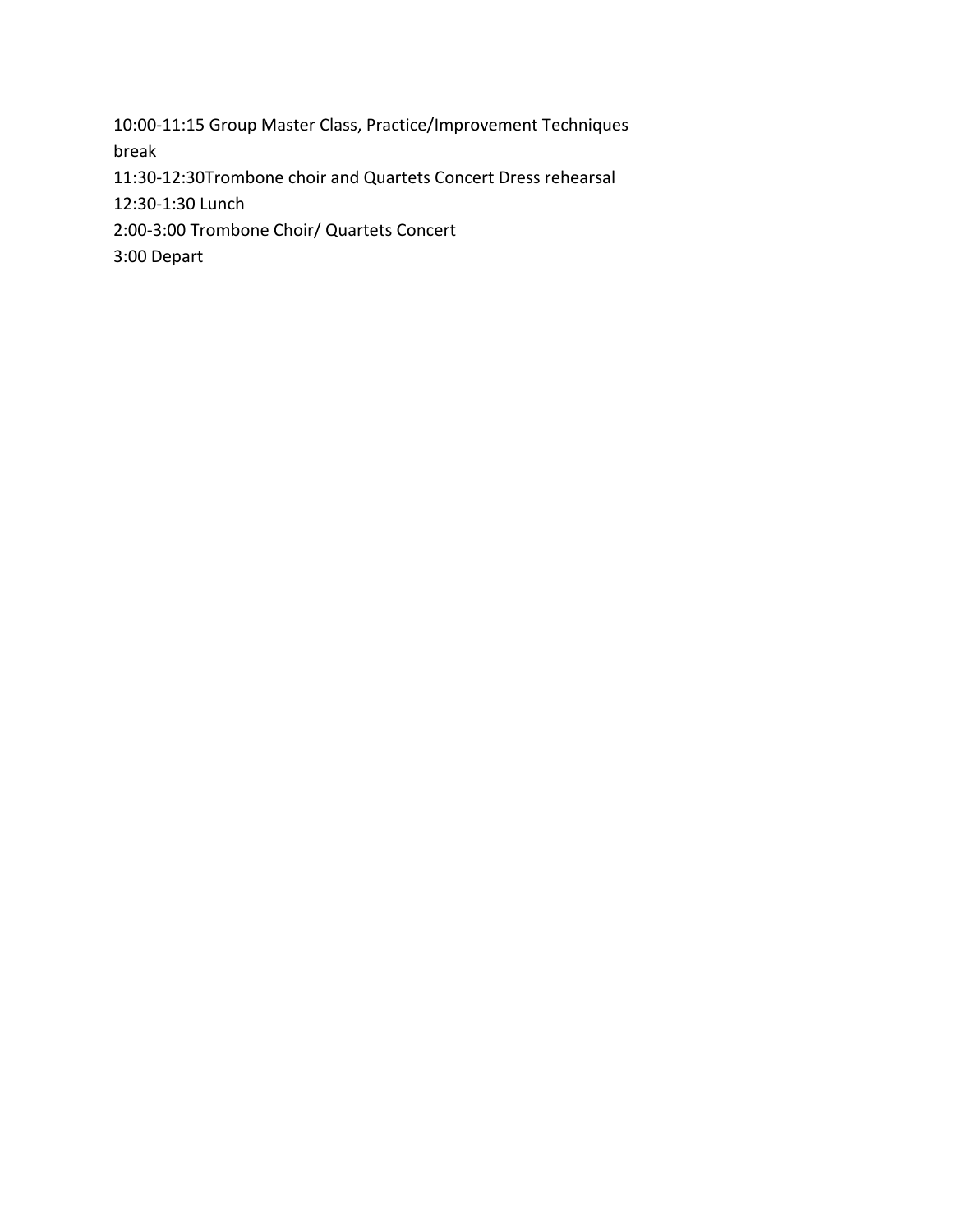10:00-11:15 Group Master Class, Practice/Improvement Techniques
break
11:30-12:30Trombone choir and Quartets Concert Dress rehearsal
12:30-1:30 Lunch
2:00-3:00 Trombone Choir/ Quartets Concert
3:00 Depart